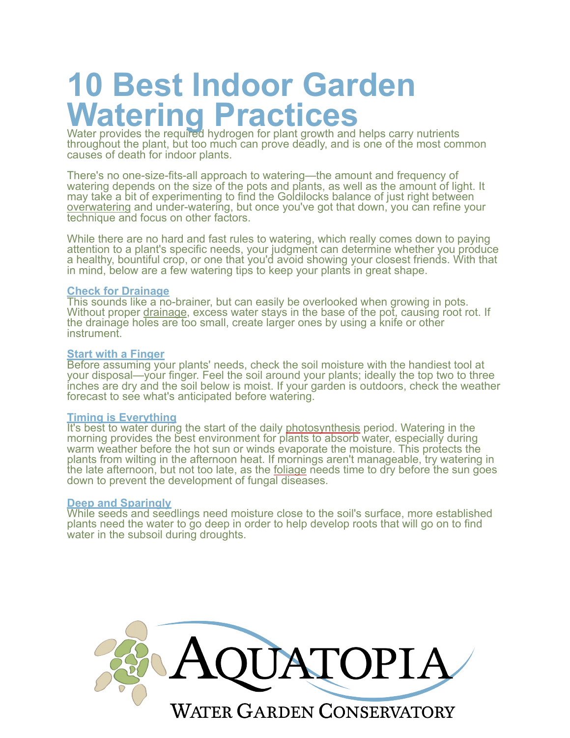# 10 Best Indoor Garden Watering Practices

Water provides the required hydrogen for plant growth and helps carry nutrients throughout the plant, but too much can prove deadly, and is one of the most common causes of death for indoor plants.

There's no one-size-fits-all approach to watering—the amount and frequency of watering depends on the size of the pots and plants, as well as the amount of light. It may take a bit of experimenting to find the Goldilocks balance of just right between overwatering and under-watering, but once you've got that down, you can refine your technique and focus on other factors.

While there are no hard and fast rules to watering, which really comes down to paying attention to a plant's specific needs, your judgment can determine whether you produce a healthy, bountiful crop, or one that you'd avoid showing your closest friends. With that in mind, below are a few watering tips to keep your plants in great shape.

### Check for Drainage

This sounds like a no-brainer, but can easily be overlooked when growing in pots. Without proper drainage, excess water stays in the base of the pot, causing root rot. If the drainage holes are too small, create larger ones by using a knife or other instrument.

### Start with a Finger

Before assuming your plants' needs, check the soil moisture with the handiest tool at your disposal—your finger. Feel the soil around your plants; ideally the top two to three inches are dry and the soil below is moist. If your garden is outdoors, check the weather forecast to see what's anticipated before watering.

### Timing is Everything

It's best to water during the start of the daily photosynthesis period. Watering in the morning provides the best environment for plants to absorb water, especially during warm weather before the hot sun or winds evaporate the moisture. This protects the plants from wilting in the afternoon heat. If mornings aren't manageable, try watering in the late afternoon, but not too late, as the foliage needs time to dry before the sun goes down to prevent the development of fungal diseases.

### Deep and Sparingly

While seeds and seedlings need moisture close to the soil's surface, more established plants need the water to go deep in order to help develop roots that will go on to find water in the subsoil during droughts.

AQUATOPIA
WATER GARDEN CONSERVATORY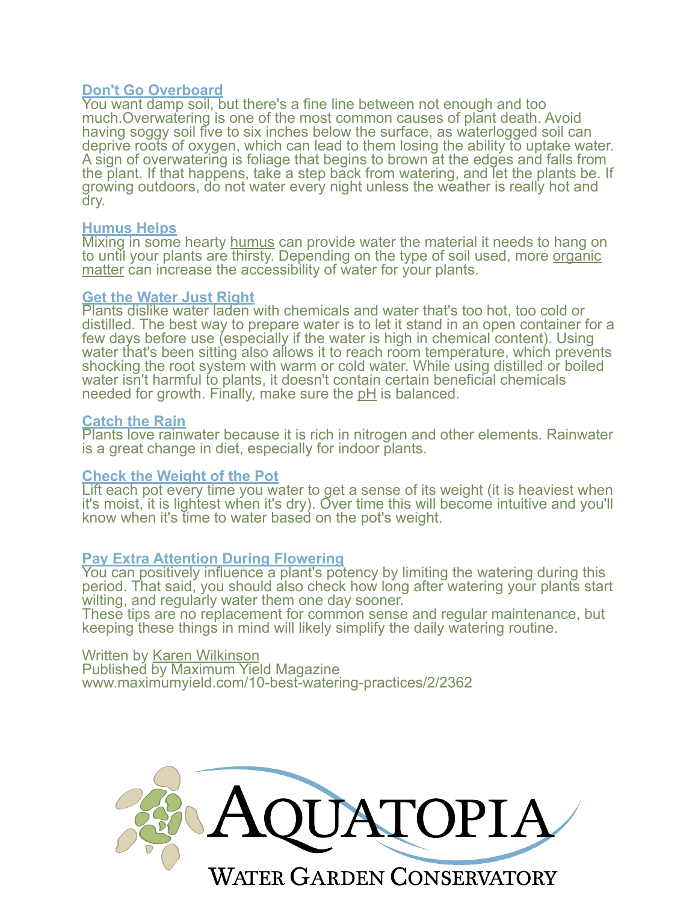### Don't Go Overboard

You want damp soil, but there's a fine line between not enough and too much.Overwatering is one of the most common causes of plant death. Avoid having soggy soil five to six inches below the surface, as waterlogged soil can deprive roots of oxygen, which can lead to them losing the ability to uptake water. A sign of overwatering is foliage that begins to brown at the edges and falls from the plant. If that happens, take a step back from watering, and let the plants be. If growing outdoors, do not water every night unless the weather is really hot and dry.

### Humus Helps

Mixing in some hearty humus can provide water the material it needs to hang on to until your plants are thirsty. Depending on the type of soil used, more organic matter can increase the accessibility of water for your plants.

### Get the Water Just Right

Plants dislike water laden with chemicals and water that's too hot, too cold or distilled. The best way to prepare water is to let it stand in an open container for a few days before use (especially if the water is high in chemical content). Using water that's been sitting also allows it to reach room temperature, which prevents shocking the root system with warm or cold water. While using distilled or boiled water isn't harmful to plants, it doesn't contain certain beneficial chemicals needed for growth. Finally, make sure the pH is balanced.

### Catch the Rain

Plants love rainwater because it is rich in nitrogen and other elements. Rainwater is a great change in diet, especially for indoor plants.

### Check the Weight of the Pot

Lift each pot every time you water to get a sense of its weight (it is heaviest when it's moist, it is lightest when it's dry). Over time this will become intuitive and you'll know when it's time to water based on the pot's weight.

### Pay Extra Attention During Flowering

You can positively influence a plant's potency by limiting the watering during this period. That said, you should also check how long after watering your plants start wilting, and regularly water them one day sooner.
These tips are no replacement for common sense and regular maintenance, but keeping these things in mind will likely simplify the daily watering routine.

Written by Karen Wilkinson
Published by Maximum Yield Magazine
www.maximumyield.com/10-best-watering-practices/2/2362

AQUATOPIA
WATER GARDEN CONSERVATORY